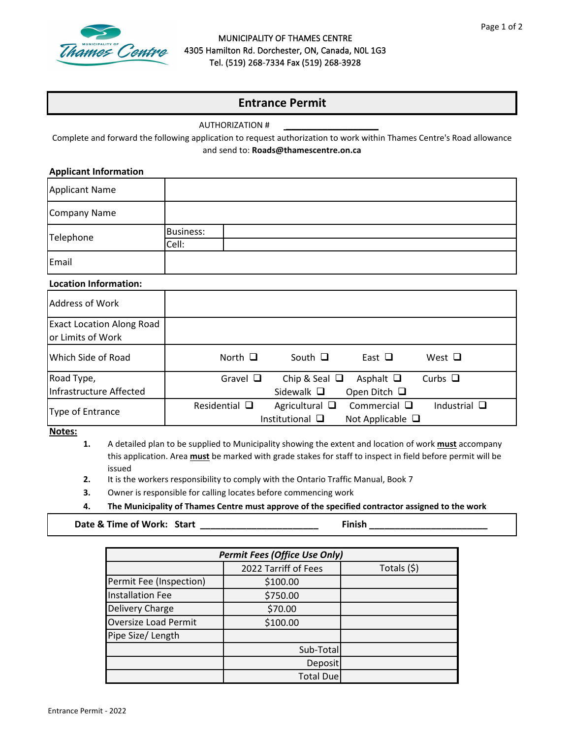MUNICIPALITY OF THAMES CENTRE
4305 Hamilton Rd. Dorchester, ON, Canada, N0L 1G3
Tel. (519) 268-7334 Fax (519) 268-3928

# Entrance Permit

AUTHORIZATION # ___________________

Complete and forward the following application to request authorization to work within Thames Centre's Road allowance and send to: **Roads@thamescentre.on.ca**

**Applicant Information**

| | | |
|---|---|---|
| Applicant Name | | |
| Company Name | | |
| Telephone | Business: | |
| | Cell: | |
| Email | | |

**Location Information:**

| | |
|---|---|
| Address of Work | |
| Exact Location Along Road or Limits of Work | |
| Which Side of Road | North ❑ South ❑ East ❑ West ❑ |
| Road Type, Infrastructure Affected | Gravel ❑ Chip & Seal ❑ Asphalt ❑ Curbs ❑ Sidewalk ❑ Open Ditch ❑ |
| Type of Entrance | Residential ❑ Agricultural ❑ Commercial ❑ Industrial ❑ Institutional ❑ Not Applicable ❑ |

**Notes:**

1. A detailed plan to be supplied to Municipality showing the extent and location of work **must** accompany this application. Area **must** be marked with grade stakes for staff to inspect in field before permit will be issued
2. It is the workers responsibility to comply with the Ontario Traffic Manual, Book 7
3. Owner is responsible for calling locates before commencing work
4. **The Municipality of Thames Centre must approve of the specified contractor assigned to the work**

**Date & Time of Work: Start** ______________________ **Finish** ______________________

| ***Permit Fees (Office Use Only)*** | | |
|---|---|---|
| | 2022 Tarriff of Fees | Totals ($) |
| Permit Fee (Inspection) | $100.00 | |
| Installation Fee | $750.00 | |
| Delivery Charge | $70.00 | |
| Oversize Load Permit | $100.00 | |
| Pipe Size/ Length | | |
| | Sub-Total | |
| | Deposit | |
| | Total Due | |

Entrance Permit - 2022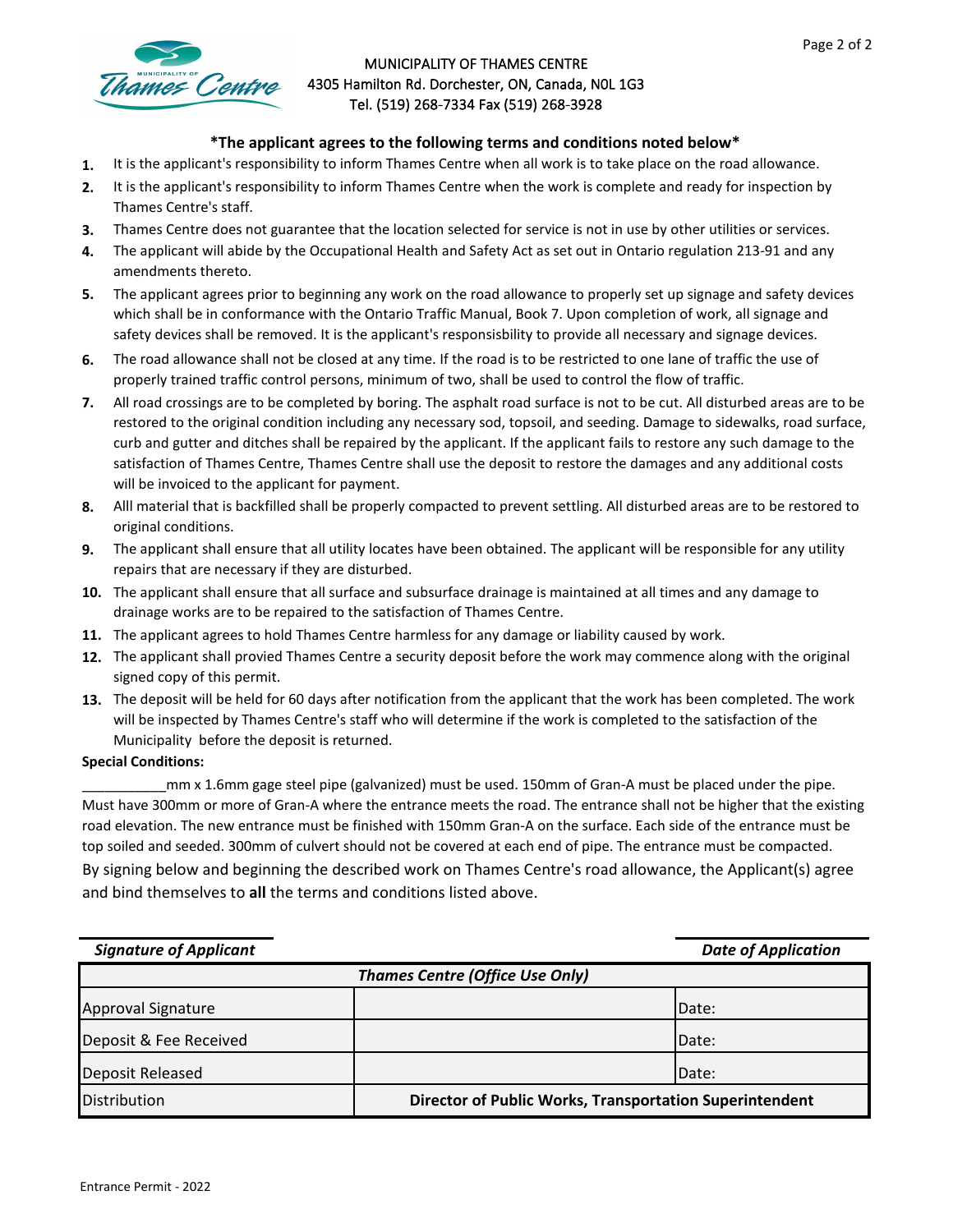MUNICIPALITY OF THAMES CENTRE
4305 Hamilton Rd. Dorchester, ON, Canada, N0L 1G3
Tel. (519) 268-7334 Fax (519) 268-3928

**\*The applicant agrees to the following terms and conditions noted below\***

1. It is the applicant's responsibility to inform Thames Centre when all work is to take place on the road allowance.
2. It is the applicant's responsibility to inform Thames Centre when the work is complete and ready for inspection by Thames Centre's staff.
3. Thames Centre does not guarantee that the location selected for service is not in use by other utilities or services.
4. The applicant will abide by the Occupational Health and Safety Act as set out in Ontario regulation 213-91 and any amendments thereto.
5. The applicant agrees prior to beginning any work on the road allowance to properly set up signage and safety devices which shall be in conformance with the Ontario Traffic Manual, Book 7. Upon completion of work, all signage and safety devices shall be removed. It is the applicant's responsisbility to provide all necessary and signage devices.
6. The road allowance shall not be closed at any time. If the road is to be restricted to one lane of traffic the use of properly trained traffic control persons, minimum of two, shall be used to control the flow of traffic.
7. All road crossings are to be completed by boring. The asphalt road surface is not to be cut. All disturbed areas are to be restored to the original condition including any necessary sod, topsoil, and seeding. Damage to sidewalks, road surface, curb and gutter and ditches shall be repaired by the applicant. If the applicant fails to restore any such damage to the satisfaction of Thames Centre, Thames Centre shall use the deposit to restore the damages and any additional costs will be invoiced to the applicant for payment.
8. Alll material that is backfilled shall be properly compacted to prevent settling. All disturbed areas are to be restored to original conditions.
9. The applicant shall ensure that all utility locates have been obtained. The applicant will be responsible for any utility repairs that are necessary if they are disturbed.
10. The applicant shall ensure that all surface and subsurface drainage is maintained at all times and any damage to drainage works are to be repaired to the satisfaction of Thames Centre.
11. The applicant agrees to hold Thames Centre harmless for any damage or liability caused by work.
12. The applicant shall provied Thames Centre a security deposit before the work may commence along with the original signed copy of this permit.
13. The deposit will be held for 60 days after notification from the applicant that the work has been completed. The work will be inspected by Thames Centre's staff who will determine if the work is completed to the satisfaction of the Municipality before the deposit is returned.

**Special Conditions:**

___________mm x 1.6mm gage steel pipe (galvanized) must be used. 150mm of Gran-A must be placed under the pipe. Must have 300mm or more of Gran-A where the entrance meets the road. The entrance shall not be higher that the existing road elevation. The new entrance must be finished with 150mm Gran-A on the surface. Each side of the entrance must be top soiled and seeded. 300mm of culvert should not be covered at each end of pipe. The entrance must be compacted.

By signing below and beginning the described work on Thames Centre's road allowance, the Applicant(s) agree and bind themselves to **all** the terms and conditions listed above.

***Signature of Applicant*** ___________________ ***Date of Application*** ___________________

| ***Thames Centre (Office Use Only)*** | | |
|---|---|---|
| Approval Signature | | Date: |
| Deposit & Fee Received | | Date: |
| Deposit Released | | Date: |
| Distribution | **Director of Public Works, Transportation Superintendent** | |

Entrance Permit - 2022